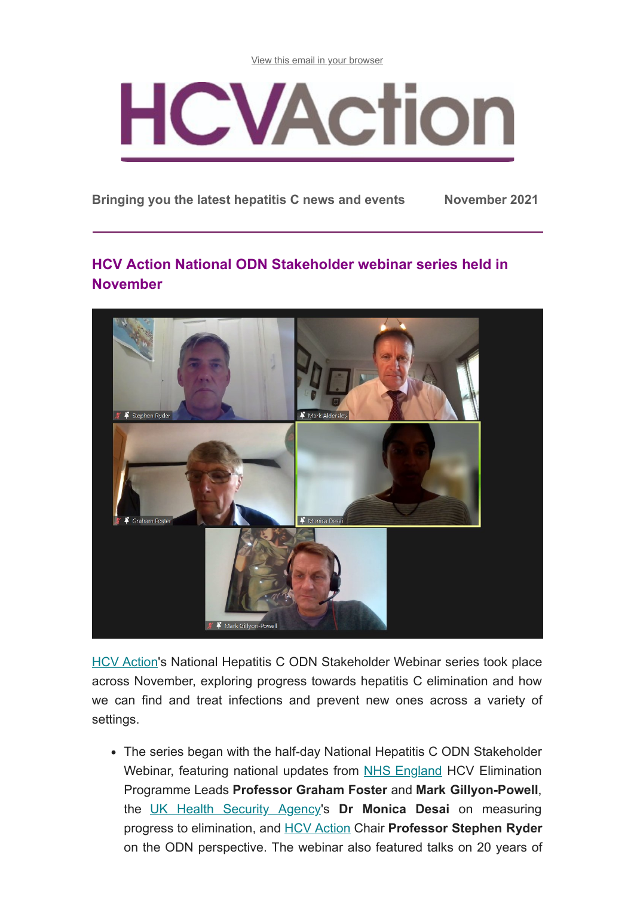View this email in your browser

# HCVAction

**Bringing you the latest hepatitis C news and events** **November 2021**

## HCV Action National ODN Stakeholder webinar series held in November

HCV Action's National Hepatitis C ODN Stakeholder Webinar series took place across November, exploring progress towards hepatitis C elimination and how we can find and treat infections and prevent new ones across a variety of settings.

- The series began with the half-day National Hepatitis C ODN Stakeholder Webinar, featuring national updates from NHS England HCV Elimination Programme Leads **Professor Graham Foster** and **Mark Gillyon-Powell**, the UK Health Security Agency's **Dr Monica Desai** on measuring progress to elimination, and HCV Action Chair **Professor Stephen Ryder** on the ODN perspective. The webinar also featured talks on 20 years of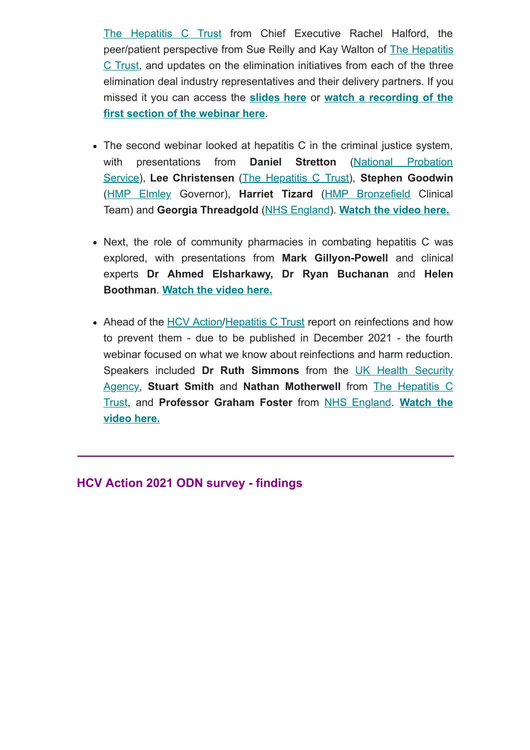The Hepatitis C Trust from Chief Executive Rachel Halford, the peer/patient perspective from Sue Reilly and Kay Walton of The Hepatitis C Trust, and updates on the elimination initiatives from each of the three elimination deal industry representatives and their delivery partners. If you missed it you can access the **slides here** or **watch a recording of the first section of the webinar here**.

- The second webinar looked at hepatitis C in the criminal justice system, with presentations from **Daniel Stretton** (National Probation Service), **Lee Christensen** (The Hepatitis C Trust), **Stephen Goodwin** (HMP Elmley Governor), **Harriet Tizard** (HMP Bronzefield Clinical Team) and **Georgia Threadgold** (NHS England). **Watch the video here.**
- Next, the role of community pharmacies in combating hepatitis C was explored, with presentations from **Mark Gillyon-Powell** and clinical experts **Dr Ahmed Elsharkawy, Dr Ryan Buchanan** and **Helen Boothman**. **Watch the video here.**
- Ahead of the HCV Action/Hepatitis C Trust report on reinfections and how to prevent them - due to be published in December 2021 - the fourth webinar focused on what we know about reinfections and harm reduction. Speakers included **Dr Ruth Simmons** from the UK Health Security Agency, **Stuart Smith** and **Nathan Motherwell** from The Hepatitis C Trust, and **Professor Graham Foster** from NHS England. **Watch the video here.**

---

## HCV Action 2021 ODN survey - findings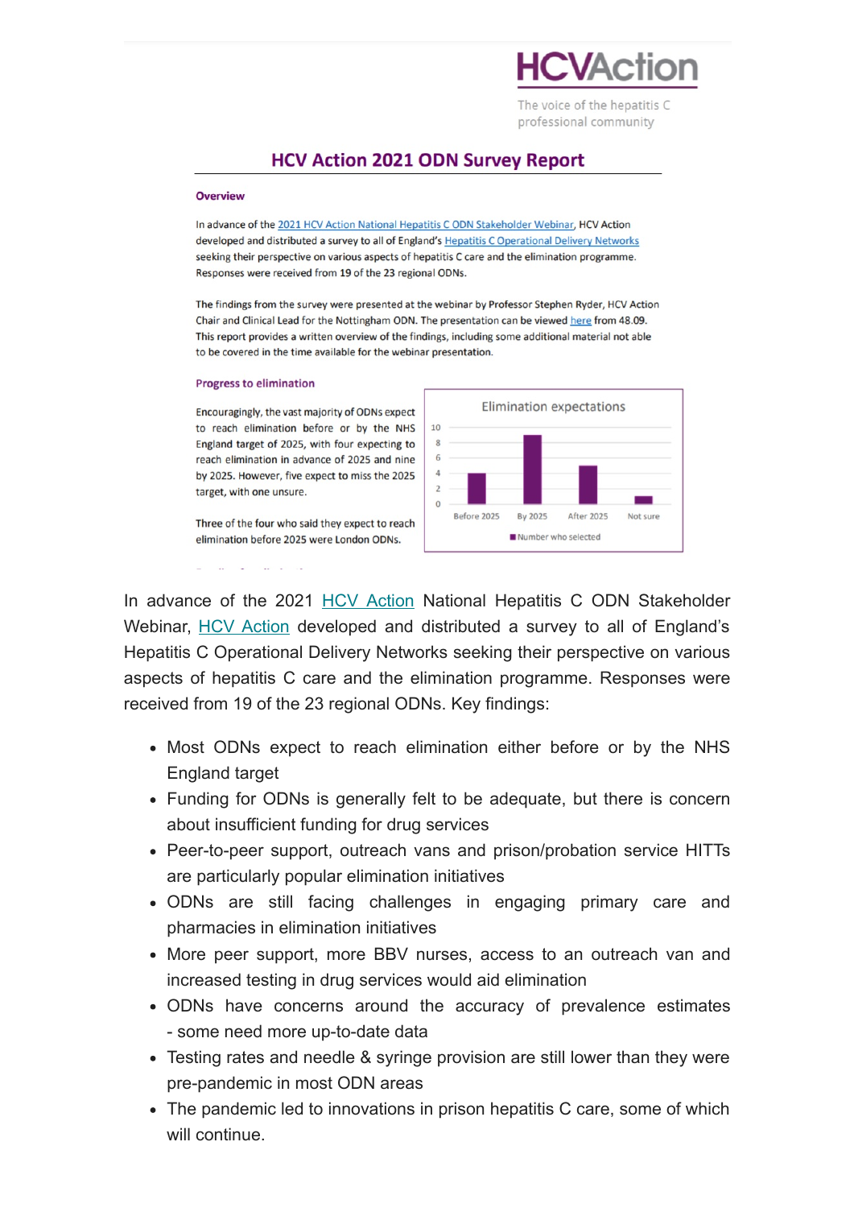# HCVAction

The voice of the hepatitis C professional community

## HCV Action 2021 ODN Survey Report

### Overview

In advance of the 2021 HCV Action National Hepatitis C ODN Stakeholder Webinar, HCV Action developed and distributed a survey to all of England's Hepatitis C Operational Delivery Networks seeking their perspective on various aspects of hepatitis C care and the elimination programme. Responses were received from 19 of the 23 regional ODNs.

The findings from the survey were presented at the webinar by Professor Stephen Ryder, HCV Action Chair and Clinical Lead for the Nottingham ODN. The presentation can be viewed here from 48.09. This report provides a written overview of the findings, including some additional material not able to be covered in the time available for the webinar presentation.

### Progress to elimination

Encouragingly, the vast majority of ODNs expect to reach elimination before or by the NHS England target of 2025, with four expecting to reach elimination in advance of 2025 and nine by 2025. However, five expect to miss the 2025 target, with one unsure.

Three of the four who said they expect to reach elimination before 2025 were London ODNs.

Elimination expectations

| | Number who selected |
|---|---|
| Before 2025 | 4 |
| By 2025 | 9 |
| After 2025 | 5 |
| Not sure | 1 |

In advance of the 2021 HCV Action National Hepatitis C ODN Stakeholder Webinar, HCV Action developed and distributed a survey to all of England's Hepatitis C Operational Delivery Networks seeking their perspective on various aspects of hepatitis C care and the elimination programme. Responses were received from 19 of the 23 regional ODNs. Key findings:

- Most ODNs expect to reach elimination either before or by the NHS England target
- Funding for ODNs is generally felt to be adequate, but there is concern about insufficient funding for drug services
- Peer-to-peer support, outreach vans and prison/probation service HITTs are particularly popular elimination initiatives
- ODNs are still facing challenges in engaging primary care and pharmacies in elimination initiatives
- More peer support, more BBV nurses, access to an outreach van and increased testing in drug services would aid elimination
- ODNs have concerns around the accuracy of prevalence estimates - some need more up-to-date data
- Testing rates and needle & syringe provision are still lower than they were pre-pandemic in most ODN areas
- The pandemic led to innovations in prison hepatitis C care, some of which will continue.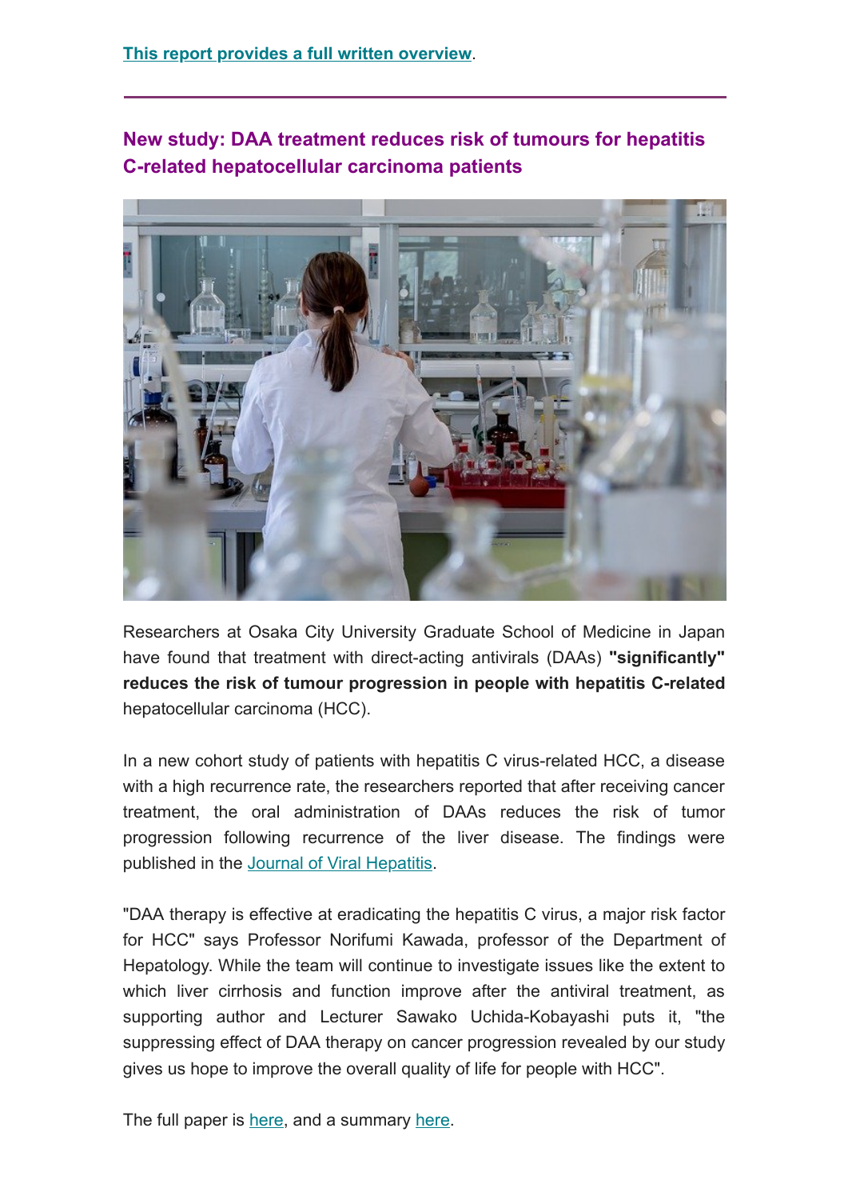This report provides a full written overview.

---

## New study: DAA treatment reduces risk of tumours for hepatitis C-related hepatocellular carcinoma patients

Researchers at Osaka City University Graduate School of Medicine in Japan have found that treatment with direct-acting antivirals (DAAs) **"significantly" reduces the risk of tumour progression in people with hepatitis C-related** hepatocellular carcinoma (HCC).

In a new cohort study of patients with hepatitis C virus-related HCC, a disease with a high recurrence rate, the researchers reported that after receiving cancer treatment, the oral administration of DAAs reduces the risk of tumor progression following recurrence of the liver disease. The findings were published in the Journal of Viral Hepatitis.

"DAA therapy is effective at eradicating the hepatitis C virus, a major risk factor for HCC" says Professor Norifumi Kawada, professor of the Department of Hepatology. While the team will continue to investigate issues like the extent to which liver cirrhosis and function improve after the antiviral treatment, as supporting author and Lecturer Sawako Uchida-Kobayashi puts it, "the suppressing effect of DAA therapy on cancer progression revealed by our study gives us hope to improve the overall quality of life for people with HCC".

The full paper is here, and a summary here.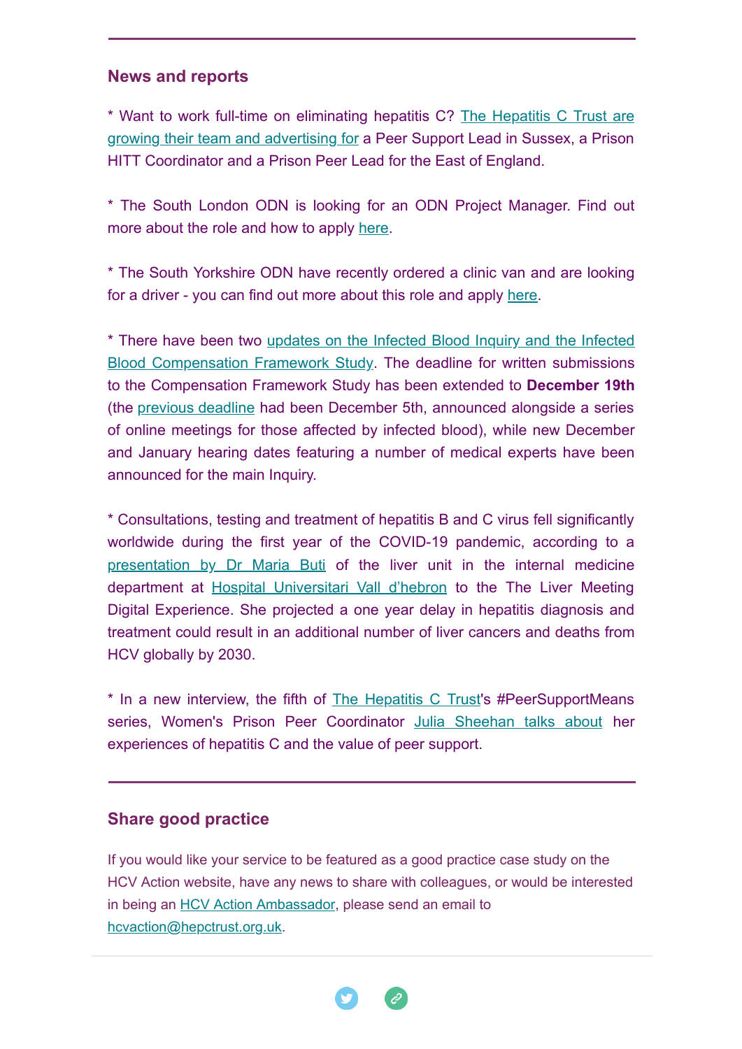---

## News and reports

* Want to work full-time on eliminating hepatitis C? The Hepatitis C Trust are growing their team and advertising for a Peer Support Lead in Sussex, a Prison HITT Coordinator and a Prison Peer Lead for the East of England.

* The South London ODN is looking for an ODN Project Manager. Find out more about the role and how to apply here.

* The South Yorkshire ODN have recently ordered a clinic van and are looking for a driver - you can find out more about this role and apply here.

* There have been two updates on the Infected Blood Inquiry and the Infected Blood Compensation Framework Study. The deadline for written submissions to the Compensation Framework Study has been extended to **December 19th** (the previous deadline had been December 5th, announced alongside a series of online meetings for those affected by infected blood), while new December and January hearing dates featuring a number of medical experts have been announced for the main Inquiry.

* Consultations, testing and treatment of hepatitis B and C virus fell significantly worldwide during the first year of the COVID-19 pandemic, according to a presentation by Dr Maria Buti of the liver unit in the internal medicine department at Hospital Universitari Vall d'hebron to the The Liver Meeting Digital Experience. She projected a one year delay in hepatitis diagnosis and treatment could result in an additional number of liver cancers and deaths from HCV globally by 2030.

* In a new interview, the fifth of The Hepatitis C Trust's #PeerSupportMeans series, Women's Prison Peer Coordinator Julia Sheehan talks about her experiences of hepatitis C and the value of peer support.

---

## Share good practice

If you would like your service to be featured as a good practice case study on the HCV Action website, have any news to share with colleagues, or would be interested in being an HCV Action Ambassador, please send an email to hcvaction@hepctrust.org.uk.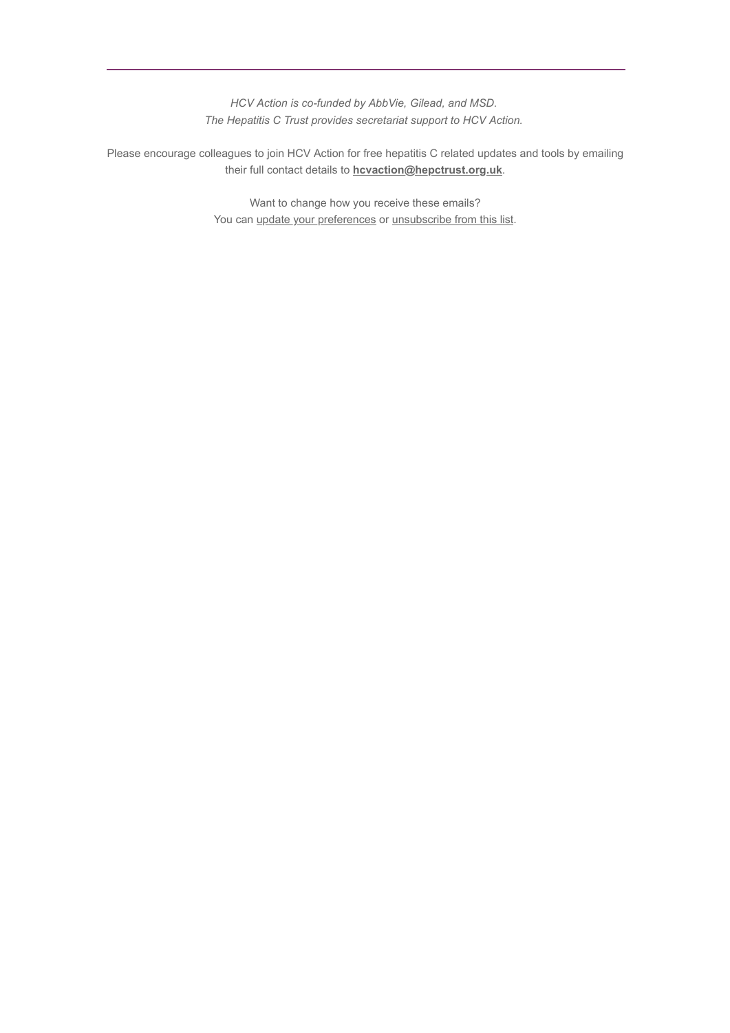---

*HCV Action is co-funded by AbbVie, Gilead, and MSD.*
*The Hepatitis C Trust provides secretariat support to HCV Action.*

Please encourage colleagues to join HCV Action for free hepatitis C related updates and tools by emailing their full contact details to **hcvaction@hepctrust.org.uk**.

Want to change how you receive these emails?
You can update your preferences or unsubscribe from this list.